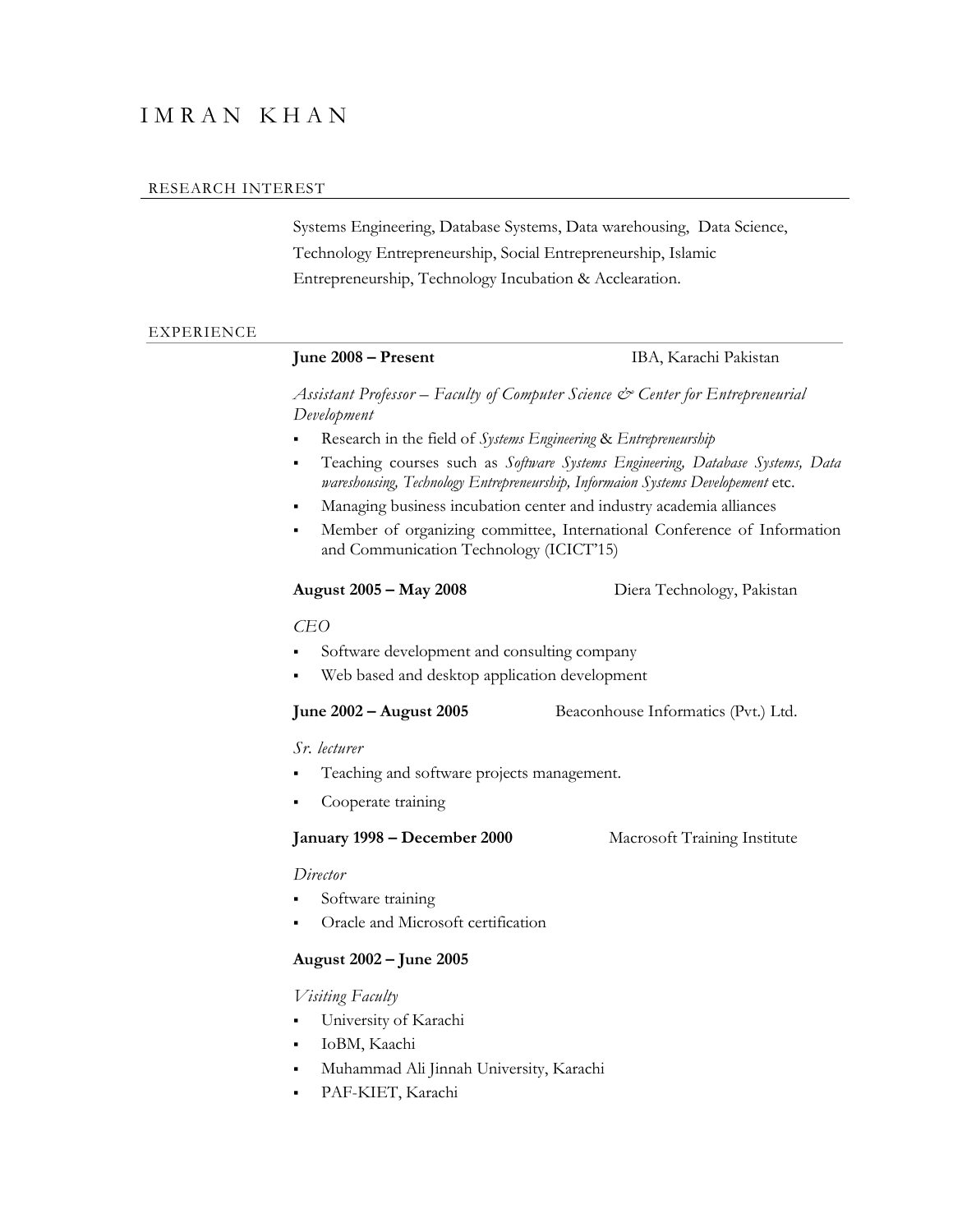# IMRAN KHAN

## RESEARCH INTEREST

Systems Engineering, Database Systems, Data warehousing, Data Science, Technology Entrepreneurship, Social Entrepreneurship, Islamic Entrepreneurship, Technology Incubation & Acclearation.

## EXPERIENCE

**June 2008 – Present** IBA, Karachi Pakistan

*Assistant Professor – Faculty of Computer Science & Center for Entrepreneurial Development*

- Research in the field of *Systems Engineering* & *Entrepreneurship*
- Teaching courses such as *Software Systems Engineering, Database Systems, Data wareshousing, Technology Entrepreneurship, Informaion Systems Developement* etc.
- Managing business incubation center and industry academia alliances
- Member of organizing committee, International Conference of Information and Communication Technology (ICICT'15)

**August 2005 – May 2008** Diera Technology, Pakistan

*CEO*

- Software development and consulting company
- Web based and desktop application development

**June 2002 – August 2005** Beaconhouse Informatics (Pvt.) Ltd.

*Sr. lecturer*

- Teaching and software projects management.
- Cooperate training

**January 1998 – December 2000** Macrosoft Training Institute

*Director*

- Software training
- Oracle and Microsoft certification

**August 2002 – June 2005**

*Visiting Faculty*

- University of Karachi
- IoBM, Kaachi
- Muhammad Ali Jinnah University, Karachi
- PAF-KIET, Karachi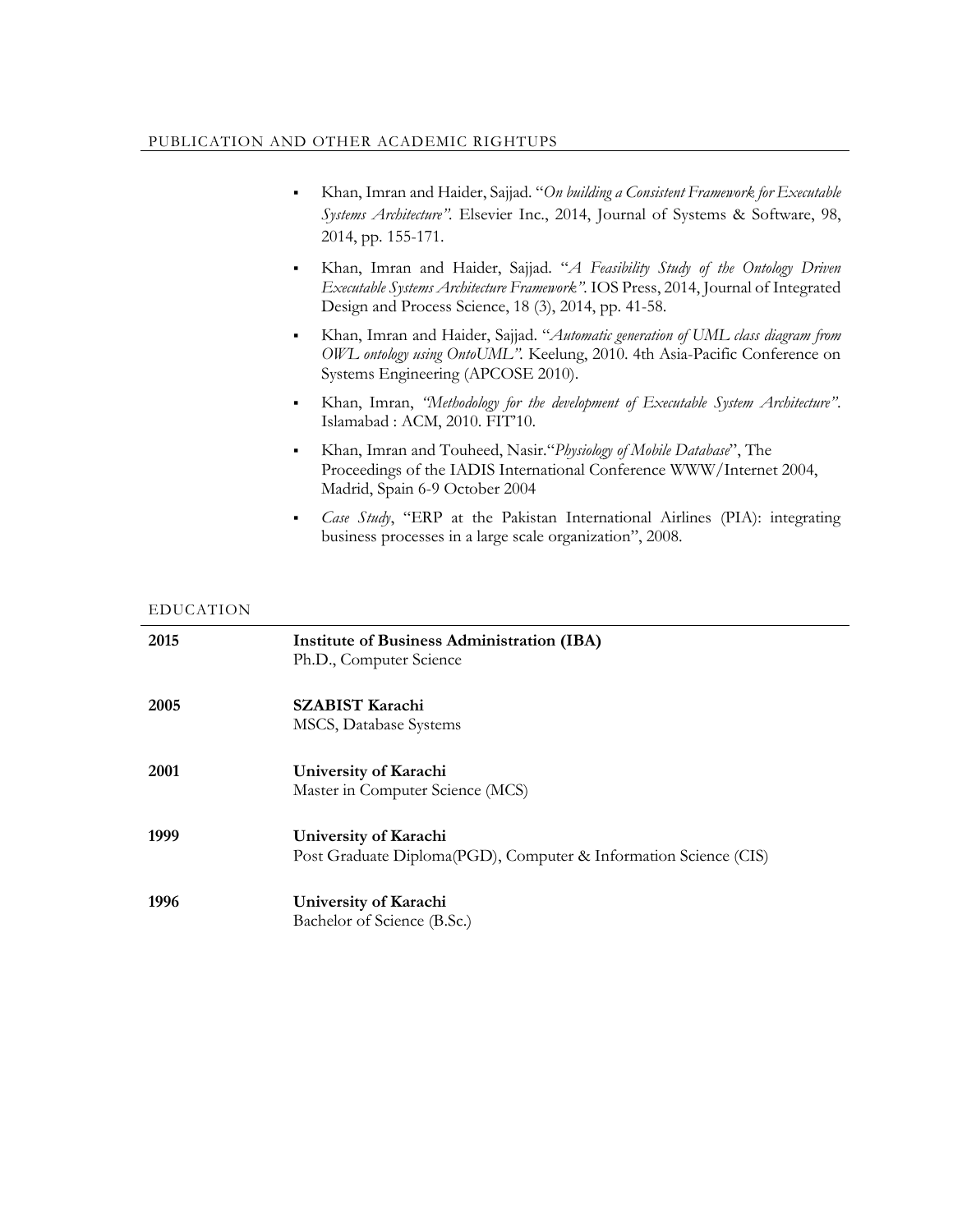## PUBLICATION AND OTHER ACADEMIC RIGHTUPS

- Khan, Imran and Haider, Sajjad. "*On building a Consistent Framework for Executable Systems Architecture"*. Elsevier Inc., 2014, Journal of Systems & Software, 98, 2014, pp. 155-171.
- Khan, Imran and Haider, Sajjad. "*A Feasibility Study of the Ontology Driven Executable Systems Architecture Framework"*. IOS Press, 2014, Journal of Integrated Design and Process Science, 18 (3), 2014, pp. 41-58.
- Khan, Imran and Haider, Sajjad. "*Automatic generation of UML class diagram from OWL ontology using OntoUML".* Keelung, 2010. 4th Asia-Pacific Conference on Systems Engineering (APCOSE 2010).
- Khan, Imran, *"Methodology for the development of Executable System Architecture"*. Islamabad : ACM, 2010. FIT'10.
- Khan, Imran and Touheed, Nasir."*Physiology of Mobile Database*", The Proceedings of the IADIS International Conference WWW/Internet 2004, Madrid, Spain 6-9 October 2004
- *Case Study*, "ERP at the Pakistan International Airlines (PIA): integrating business processes in a large scale organization", 2008.

## EDUCATION

| | |
|---|---|
| **2015** | **Institute of Business Administration (IBA)**<br>Ph.D., Computer Science |
| **2005** | **SZABIST Karachi**<br>MSCS, Database Systems |
| **2001** | **University of Karachi**<br>Master in Computer Science (MCS) |
| **1999** | **University of Karachi**<br>Post Graduate Diploma(PGD), Computer & Information Science (CIS) |
| **1996** | **University of Karachi**<br>Bachelor of Science (B.Sc.) |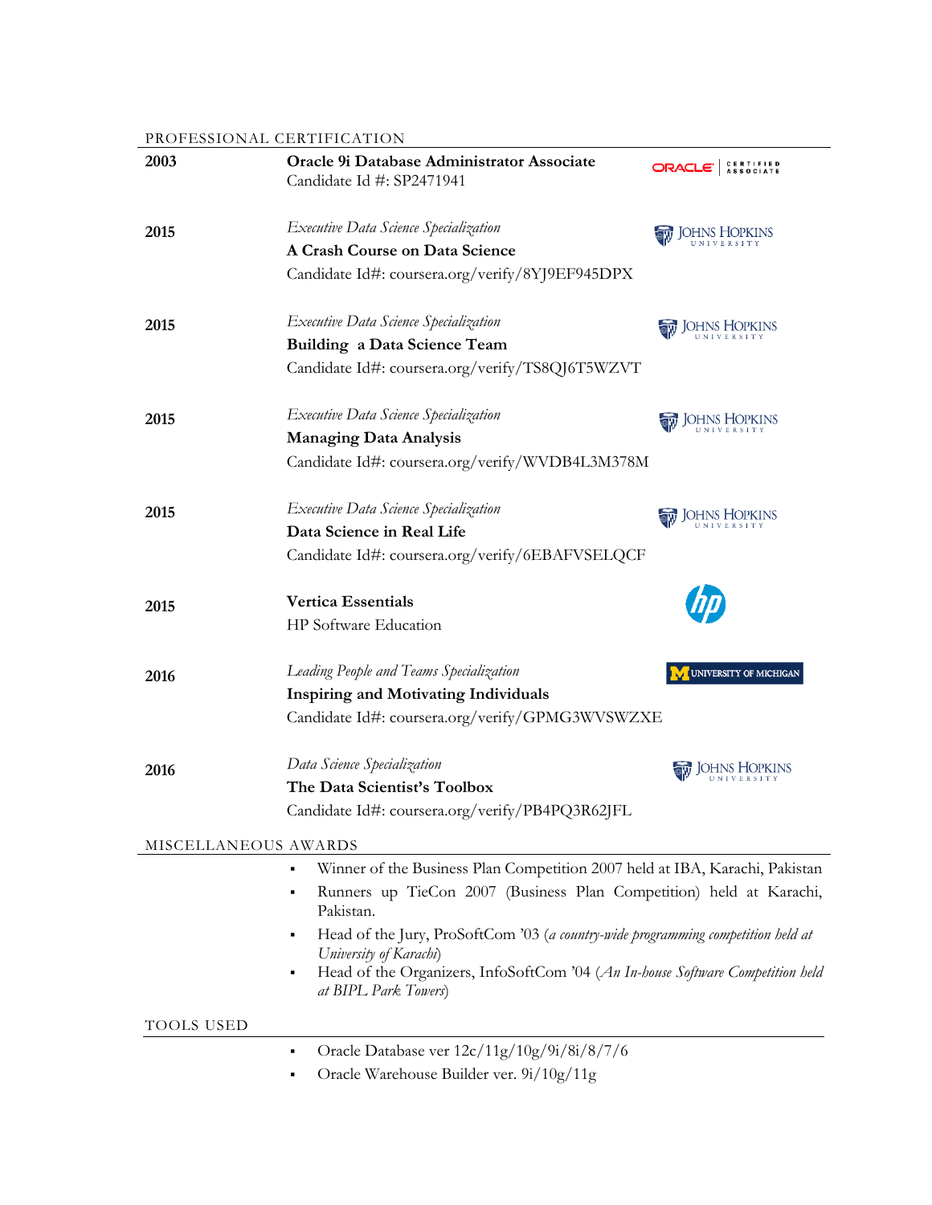## PROFESSIONAL CERTIFICATION

**2003**
**Oracle 9i Database Administrator Associate**
Candidate Id #: SP2471941

**2015**
*Executive Data Science Specialization*
**A Crash Course on Data Science**
Candidate Id#: coursera.org/verify/8YJ9EF945DPX

**2015**
*Executive Data Science Specialization*
**Building a Data Science Team**
Candidate Id#: coursera.org/verify/TS8QJ6T5WZVT

**2015**
*Executive Data Science Specialization*
**Managing Data Analysis**
Candidate Id#: coursera.org/verify/WVDB4L3M378M

**2015**
*Executive Data Science Specialization*
**Data Science in Real Life**
Candidate Id#: coursera.org/verify/6EBAFVSELQCF

**2015**
**Vertica Essentials**
HP Software Education

**2016**
*Leading People and Teams Specialization*
**Inspiring and Motivating Individuals**
Candidate Id#: coursera.org/verify/GPMG3WVSWZXE

**2016**
*Data Science Specialization*
**The Data Scientist's Toolbox**
Candidate Id#: coursera.org/verify/PB4PQ3R62JFL

## MISCELLANEOUS AWARDS

- Winner of the Business Plan Competition 2007 held at IBA, Karachi, Pakistan
- Runners up TieCon 2007 (Business Plan Competition) held at Karachi, Pakistan.
- Head of the Jury, ProSoftCom '03 (*a country-wide programming competition held at University of Karachi*)
- Head of the Organizers, InfoSoftCom '04 (*An In-house Software Competition held at BIPL Park Towers*)

## TOOLS USED

- Oracle Database ver 12c/11g/10g/9i/8i/8/7/6
- Oracle Warehouse Builder ver. 9i/10g/11g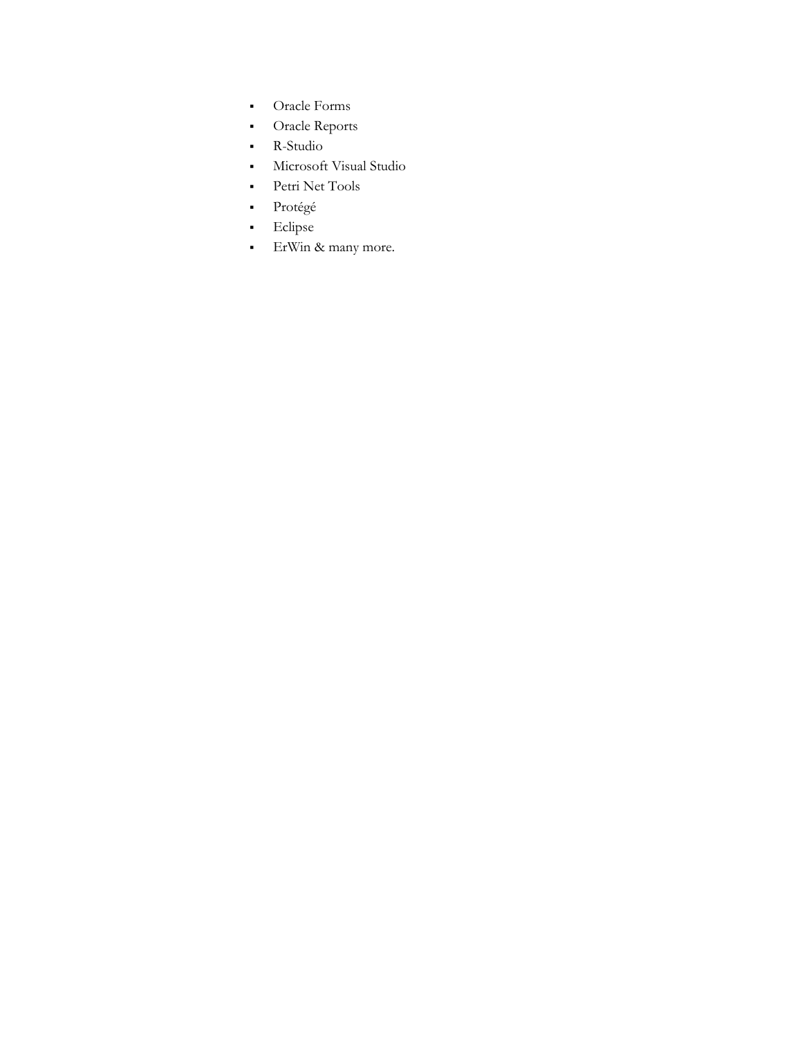- Oracle Forms
- Oracle Reports
- R-Studio
- Microsoft Visual Studio
- Petri Net Tools
- Protégé
- Eclipse
- ErWin & many more.